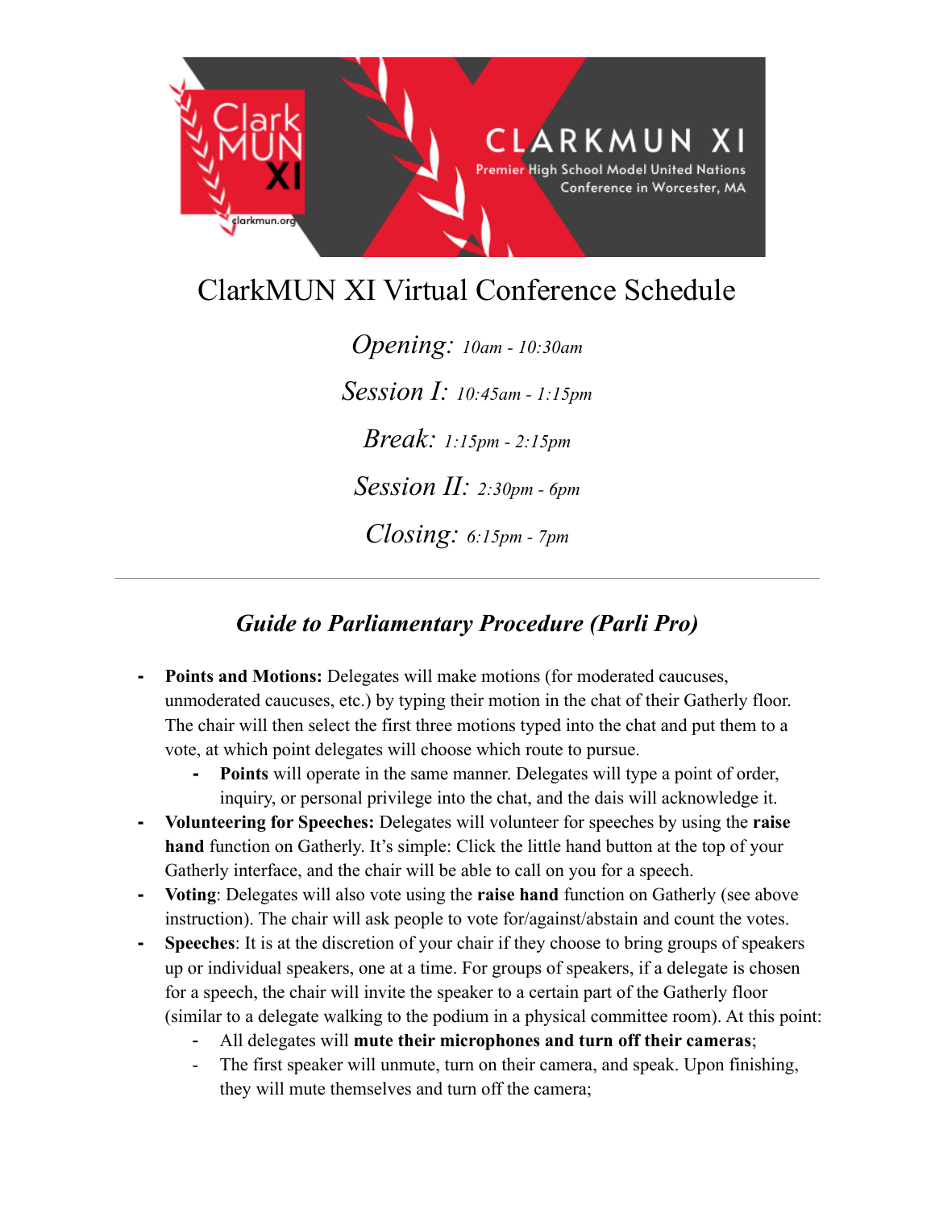# ClarkMUN XI Virtual Conference Schedule

*Opening: 10am - 10:30am*

*Session I: 10:45am - 1:15pm*

*Break: 1:15pm - 2:15pm*

*Session II: 2:30pm - 6pm*

*Closing: 6:15pm - 7pm*

---

## *Guide to Parliamentary Procedure (Parli Pro)*

- **Points and Motions:** Delegates will make motions (for moderated caucuses, unmoderated caucuses, etc.) by typing their motion in the chat of their Gatherly floor. The chair will then select the first three motions typed into the chat and put them to a vote, at which point delegates will choose which route to pursue.
  - **Points** will operate in the same manner. Delegates will type a point of order, inquiry, or personal privilege into the chat, and the dais will acknowledge it.
- **Volunteering for Speeches:** Delegates will volunteer for speeches by using the **raise hand** function on Gatherly. It's simple: Click the little hand button at the top of your Gatherly interface, and the chair will be able to call on you for a speech.
- **Voting**: Delegates will also vote using the **raise hand** function on Gatherly (see above instruction). The chair will ask people to vote for/against/abstain and count the votes.
- **Speeches**: It is at the discretion of your chair if they choose to bring groups of speakers up or individual speakers, one at a time. For groups of speakers, if a delegate is chosen for a speech, the chair will invite the speaker to a certain part of the Gatherly floor (similar to a delegate walking to the podium in a physical committee room). At this point:
  - All delegates will **mute their microphones and turn off their cameras**;
  - The first speaker will unmute, turn on their camera, and speak. Upon finishing, they will mute themselves and turn off the camera;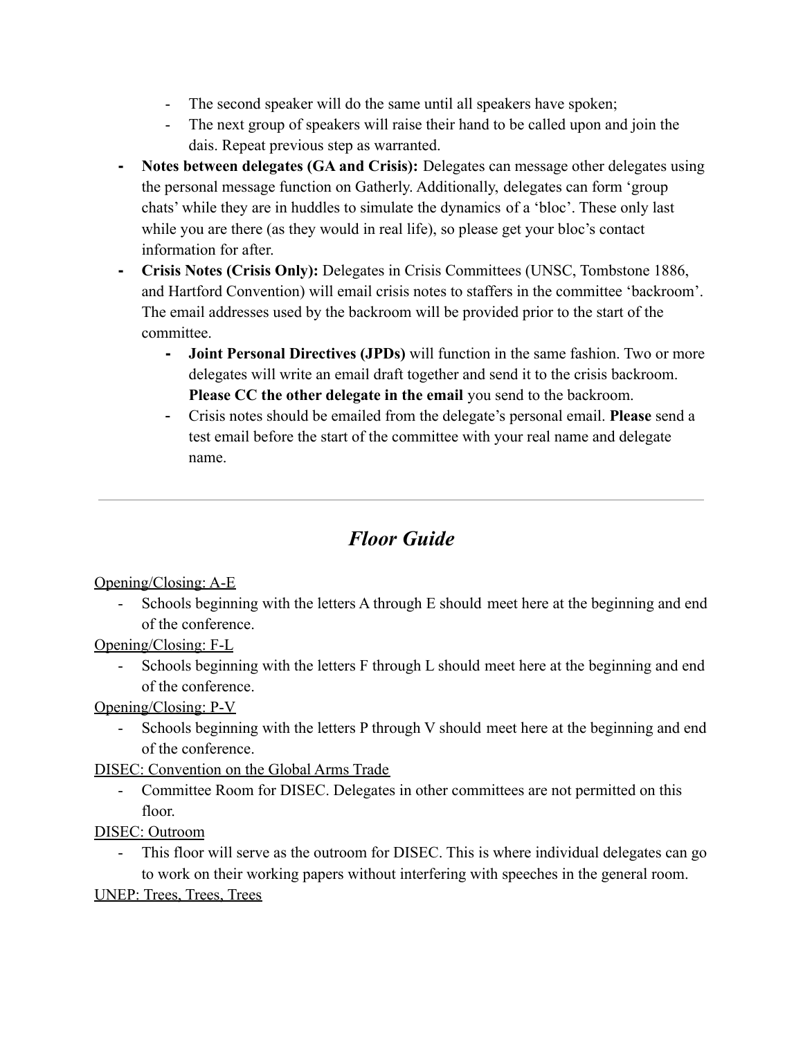- The second speaker will do the same until all speakers have spoken;
    - The next group of speakers will raise their hand to be called upon and join the dais. Repeat previous step as warranted.
- **Notes between delegates (GA and Crisis):** Delegates can message other delegates using the personal message function on Gatherly. Additionally, delegates can form 'group chats' while they are in huddles to simulate the dynamics of a 'bloc'. These only last while you are there (as they would in real life), so please get your bloc's contact information for after.
- **Crisis Notes (Crisis Only):** Delegates in Crisis Committees (UNSC, Tombstone 1886, and Hartford Convention) will email crisis notes to staffers in the committee 'backroom'. The email addresses used by the backroom will be provided prior to the start of the committee.
    - **Joint Personal Directives (JPDs)** will function in the same fashion. Two or more delegates will write an email draft together and send it to the crisis backroom. **Please CC the other delegate in the email** you send to the backroom.
    - Crisis notes should be emailed from the delegate's personal email. **Please** send a test email before the start of the committee with your real name and delegate name.

---

## *Floor Guide*

Opening/Closing: A-E

- Schools beginning with the letters A through E should meet here at the beginning and end of the conference.

Opening/Closing: F-L

- Schools beginning with the letters F through L should meet here at the beginning and end of the conference.

Opening/Closing: P-V

- Schools beginning with the letters P through V should meet here at the beginning and end of the conference.

DISEC: Convention on the Global Arms Trade

- Committee Room for DISEC. Delegates in other committees are not permitted on this floor.

DISEC: Outroom

- This floor will serve as the outroom for DISEC. This is where individual delegates can go to work on their working papers without interfering with speeches in the general room.

UNEP: Trees, Trees, Trees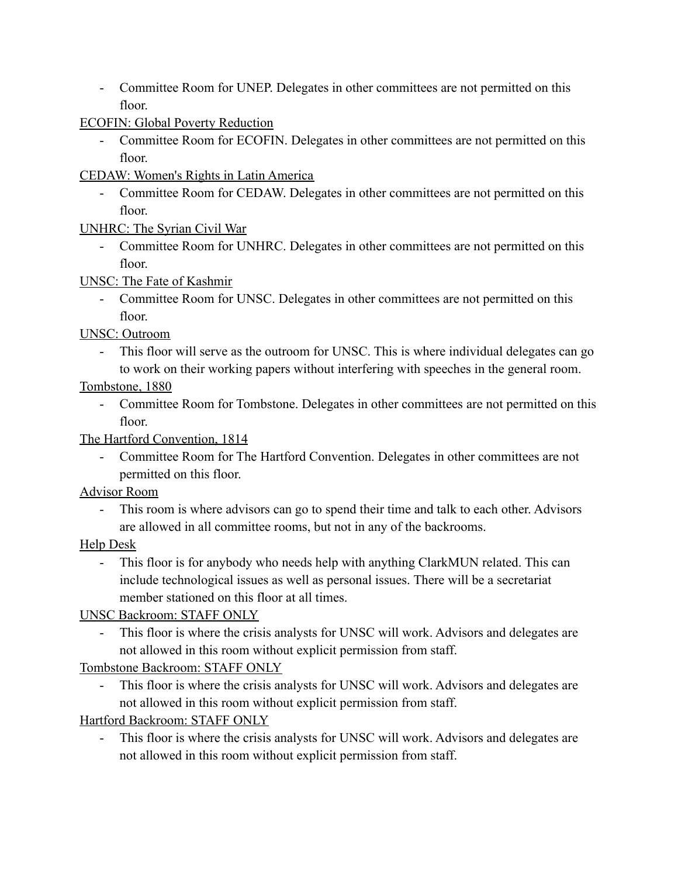- Committee Room for UNEP. Delegates in other committees are not permitted on this floor.

<u>ECOFIN: Global Poverty Reduction</u>

- Committee Room for ECOFIN. Delegates in other committees are not permitted on this floor.

<u>CEDAW: Women's Rights in Latin America</u>

- Committee Room for CEDAW. Delegates in other committees are not permitted on this floor.

<u>UNHRC: The Syrian Civil War</u>

- Committee Room for UNHRC. Delegates in other committees are not permitted on this floor.

<u>UNSC: The Fate of Kashmir</u>

- Committee Room for UNSC. Delegates in other committees are not permitted on this floor.

<u>UNSC: Outroom</u>

- This floor will serve as the outroom for UNSC. This is where individual delegates can go to work on their working papers without interfering with speeches in the general room.

<u>Tombstone, 1880</u>

- Committee Room for Tombstone. Delegates in other committees are not permitted on this floor.

<u>The Hartford Convention, 1814</u>

- Committee Room for The Hartford Convention. Delegates in other committees are not permitted on this floor.

<u>Advisor Room</u>

- This room is where advisors can go to spend their time and talk to each other. Advisors are allowed in all committee rooms, but not in any of the backrooms.

<u>Help Desk</u>

- This floor is for anybody who needs help with anything ClarkMUN related. This can include technological issues as well as personal issues. There will be a secretariat member stationed on this floor at all times.

<u>UNSC Backroom: STAFF ONLY</u>

- This floor is where the crisis analysts for UNSC will work. Advisors and delegates are not allowed in this room without explicit permission from staff.

<u>Tombstone Backroom: STAFF ONLY</u>

- This floor is where the crisis analysts for UNSC will work. Advisors and delegates are not allowed in this room without explicit permission from staff.

<u>Hartford Backroom: STAFF ONLY</u>

- This floor is where the crisis analysts for UNSC will work. Advisors and delegates are not allowed in this room without explicit permission from staff.